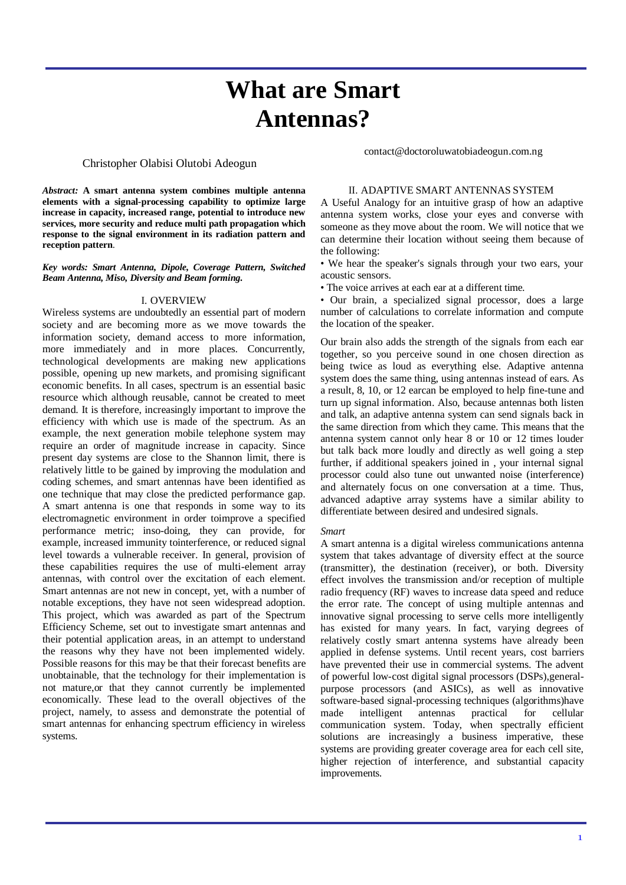# What are Smart Antennas?

Christopher Olabisi Olutobi Adeogun

contact@doctoroluwatobiadeogun.com.ng

***Abstract:*** **A smart antenna system combines multiple antenna elements with a signal-processing capability to optimize large increase in capacity, increased range, potential to introduce new services, more security and reduce multi path propagation which response to the signal environment in its radiation pattern and reception pattern**.

***Key words: Smart Antenna, Dipole, Coverage Pattern, Switched Beam Antenna, Miso, Diversity and Beam forming.***

## I. OVERVIEW

Wireless systems are undoubtedly an essential part of modern society and are becoming more as we move towards the information society, demand access to more information, more immediately and in more places. Concurrently, technological developments are making new applications possible, opening up new markets, and promising significant economic benefits. In all cases, spectrum is an essential basic resource which although reusable, cannot be created to meet demand. It is therefore, increasingly important to improve the efficiency with which use is made of the spectrum. As an example, the next generation mobile telephone system may require an order of magnitude increase in capacity. Since present day systems are close to the Shannon limit, there is relatively little to be gained by improving the modulation and coding schemes, and smart antennas have been identified as one technique that may close the predicted performance gap. A smart antenna is one that responds in some way to its electromagnetic environment in order toimprove a specified performance metric; inso-doing, they can provide, for example, increased immunity tointerference, or reduced signal level towards a vulnerable receiver. In general, provision of these capabilities requires the use of multi-element array antennas, with control over the excitation of each element. Smart antennas are not new in concept, yet, with a number of notable exceptions, they have not seen widespread adoption. This project, which was awarded as part of the Spectrum Efficiency Scheme, set out to investigate smart antennas and their potential application areas, in an attempt to understand the reasons why they have not been implemented widely. Possible reasons for this may be that their forecast benefits are unobtainable, that the technology for their implementation is not mature,or that they cannot currently be implemented economically. These lead to the overall objectives of the project, namely, to assess and demonstrate the potential of smart antennas for enhancing spectrum efficiency in wireless systems.

## II. ADAPTIVE SMART ANTENNAS SYSTEM

A Useful Analogy for an intuitive grasp of how an adaptive antenna system works, close your eyes and converse with someone as they move about the room. We will notice that we can determine their location without seeing them because of the following:

• We hear the speaker's signals through your two ears, your acoustic sensors.

• The voice arrives at each ear at a different time.

• Our brain, a specialized signal processor, does a large number of calculations to correlate information and compute the location of the speaker.

Our brain also adds the strength of the signals from each ear together, so you perceive sound in one chosen direction as being twice as loud as everything else. Adaptive antenna system does the same thing, using antennas instead of ears. As a result, 8, 10, or 12 earcan be employed to help fine-tune and turn up signal information. Also, because antennas both listen and talk, an adaptive antenna system can send signals back in the same direction from which they came. This means that the antenna system cannot only hear 8 or 10 or 12 times louder but talk back more loudly and directly as well going a step further, if additional speakers joined in , your internal signal processor could also tune out unwanted noise (interference) and alternately focus on one conversation at a time. Thus, advanced adaptive array systems have a similar ability to differentiate between desired and undesired signals.

*Smart*

A smart antenna is a digital wireless communications antenna system that takes advantage of diversity effect at the source (transmitter), the destination (receiver), or both. Diversity effect involves the transmission and/or reception of multiple radio frequency (RF) waves to increase data speed and reduce the error rate. The concept of using multiple antennas and innovative signal processing to serve cells more intelligently has existed for many years. In fact, varying degrees of relatively costly smart antenna systems have already been applied in defense systems. Until recent years, cost barriers have prevented their use in commercial systems. The advent of powerful low-cost digital signal processors (DSPs),general-purpose processors (and ASICs), as well as innovative software-based signal-processing techniques (algorithms)have made intelligent antennas practical for cellular communication system. Today, when spectrally efficient solutions are increasingly a business imperative, these systems are providing greater coverage area for each cell site, higher rejection of interference, and substantial capacity improvements.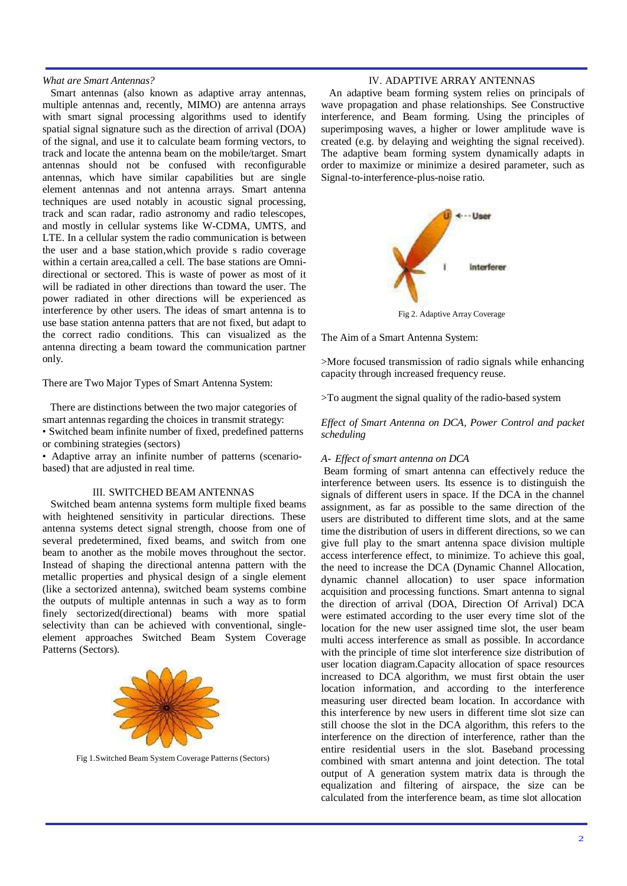*What are Smart Antennas?*

Smart antennas (also known as adaptive array antennas, multiple antennas and, recently, MIMO) are antenna arrays with smart signal processing algorithms used to identify spatial signal signature such as the direction of arrival (DOA) of the signal, and use it to calculate beam forming vectors, to track and locate the antenna beam on the mobile/target. Smart antennas should not be confused with reconfigurable antennas, which have similar capabilities but are single element antennas and not antenna arrays. Smart antenna techniques are used notably in acoustic signal processing, track and scan radar, radio astronomy and radio telescopes, and mostly in cellular systems like W-CDMA, UMTS, and LTE. In a cellular system the radio communication is between the user and a base station,which provide s radio coverage within a certain area,called a cell. The base stations are Omni-directional or sectored. This is waste of power as most of it will be radiated in other directions than toward the user. The power radiated in other directions will be experienced as interference by other users. The ideas of smart antenna is to use base station antenna patters that are not fixed, but adapt to the correct radio conditions. This can visualized as the antenna directing a beam toward the communication partner only.

There are Two Major Types of Smart Antenna System:

There are distinctions between the two major categories of smart antennas regarding the choices in transmit strategy:

• Switched beam infinite number of fixed, predefined patterns or combining strategies (sectors)

• Adaptive array an infinite number of patterns (scenario-based) that are adjusted in real time.

## III. SWITCHED BEAM ANTENNAS

Switched beam antenna systems form multiple fixed beams with heightened sensitivity in particular directions. These antenna systems detect signal strength, choose from one of several predetermined, fixed beams, and switch from one beam to another as the mobile moves throughout the sector. Instead of shaping the directional antenna pattern with the metallic properties and physical design of a single element (like a sectorized antenna), switched beam systems combine the outputs of multiple antennas in such a way as to form finely sectorized(directional) beams with more spatial selectivity than can be achieved with conventional, single-element approaches Switched Beam System Coverage Patterns (Sectors).

Fig 1.Switched Beam System Coverage Patterns (Sectors)

## IV. ADAPTIVE ARRAY ANTENNAS

An adaptive beam forming system relies on principals of wave propagation and phase relationships. See Constructive interference, and Beam forming. Using the principles of superimposing waves, a higher or lower amplitude wave is created (e.g. by delaying and weighting the signal received). The adaptive beam forming system dynamically adapts in order to maximize or minimize a desired parameter, such as Signal-to-interference-plus-noise ratio.

Fig 2. Adaptive Array Coverage

The Aim of a Smart Antenna System:

>More focused transmission of radio signals while enhancing capacity through increased frequency reuse.

>To augment the signal quality of the radio-based system

*Effect of Smart Antenna on DCA, Power Control and packet scheduling*

*A- Effect of smart antenna on DCA*

Beam forming of smart antenna can effectively reduce the interference between users. Its essence is to distinguish the signals of different users in space. If the DCA in the channel assignment, as far as possible to the same direction of the users are distributed to different time slots, and at the same time the distribution of users in different directions, so we can give full play to the smart antenna space division multiple access interference effect, to minimize. To achieve this goal, the need to increase the DCA (Dynamic Channel Allocation, dynamic channel allocation) to user space information acquisition and processing functions. Smart antenna to signal the direction of arrival (DOA, Direction Of Arrival) DCA were estimated according to the user every time slot of the location for the new user assigned time slot, the user beam multi access interference as small as possible. In accordance with the principle of time slot interference size distribution of user location diagram.Capacity allocation of space resources increased to DCA algorithm, we must first obtain the user location information, and according to the interference measuring user directed beam location. In accordance with this interference by new users in different time slot size can still choose the slot in the DCA algorithm, this refers to the interference on the direction of interference, rather than the entire residential users in the slot. Baseband processing combined with smart antenna and joint detection. The total output of A generation system matrix data is through the equalization and filtering of airspace, the size can be calculated from the interference beam, as time slot allocation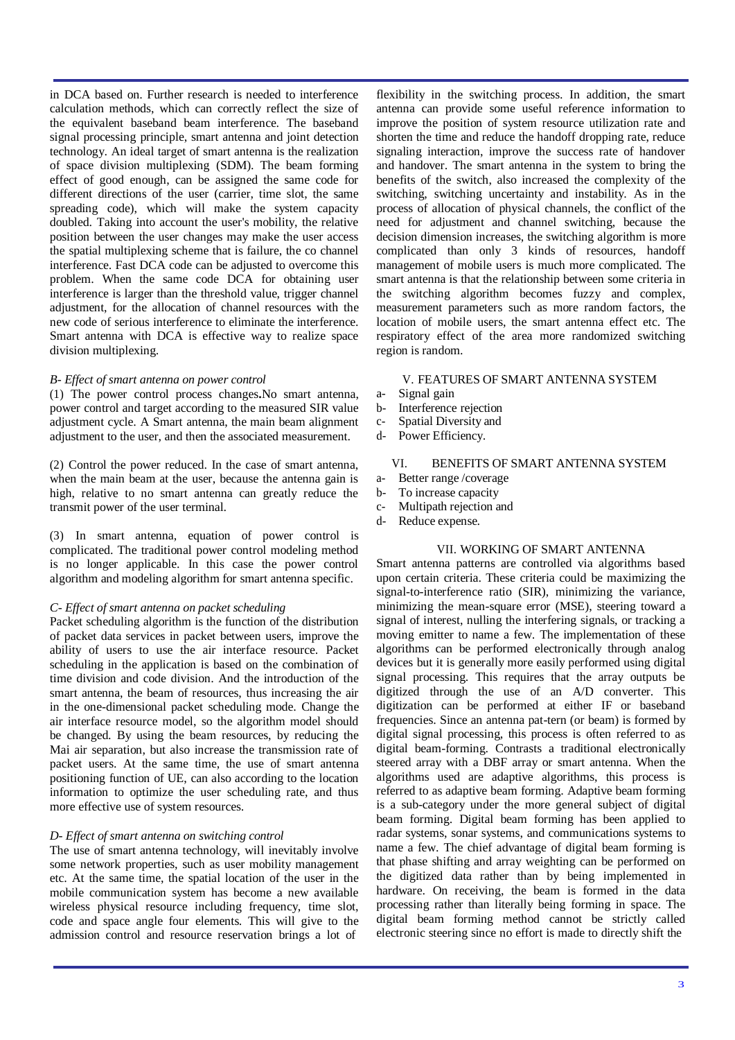in DCA based on. Further research is needed to interference calculation methods, which can correctly reflect the size of the equivalent baseband beam interference. The baseband signal processing principle, smart antenna and joint detection technology. An ideal target of smart antenna is the realization of space division multiplexing (SDM). The beam forming effect of good enough, can be assigned the same code for different directions of the user (carrier, time slot, the same spreading code), which will make the system capacity doubled. Taking into account the user's mobility, the relative position between the user changes may make the user access the spatial multiplexing scheme that is failure, the co channel interference. Fast DCA code can be adjusted to overcome this problem. When the same code DCA for obtaining user interference is larger than the threshold value, trigger channel adjustment, for the allocation of channel resources with the new code of serious interference to eliminate the interference. Smart antenna with DCA is effective way to realize space division multiplexing.

### *B- Effect of smart antenna on power control*

(1) The power control process changes**.**No smart antenna, power control and target according to the measured SIR value adjustment cycle. A Smart antenna, the main beam alignment adjustment to the user, and then the associated measurement.

(2) Control the power reduced. In the case of smart antenna, when the main beam at the user, because the antenna gain is high, relative to no smart antenna can greatly reduce the transmit power of the user terminal.

(3) In smart antenna, equation of power control is complicated. The traditional power control modeling method is no longer applicable. In this case the power control algorithm and modeling algorithm for smart antenna specific.

### *C- Effect of smart antenna on packet scheduling*

Packet scheduling algorithm is the function of the distribution of packet data services in packet between users, improve the ability of users to use the air interface resource. Packet scheduling in the application is based on the combination of time division and code division. And the introduction of the smart antenna, the beam of resources, thus increasing the air in the one-dimensional packet scheduling mode. Change the air interface resource model, so the algorithm model should be changed. By using the beam resources, by reducing the Mai air separation, but also increase the transmission rate of packet users. At the same time, the use of smart antenna positioning function of UE, can also according to the location information to optimize the user scheduling rate, and thus more effective use of system resources.

### *D- Effect of smart antenna on switching control*

The use of smart antenna technology, will inevitably involve some network properties, such as user mobility management etc. At the same time, the spatial location of the user in the mobile communication system has become a new available wireless physical resource including frequency, time slot, code and space angle four elements. This will give to the admission control and resource reservation brings a lot of flexibility in the switching process. In addition, the smart antenna can provide some useful reference information to improve the position of system resource utilization rate and shorten the time and reduce the handoff dropping rate, reduce signaling interaction, improve the success rate of handover and handover. The smart antenna in the system to bring the benefits of the switch, also increased the complexity of the switching, switching uncertainty and instability. As in the process of allocation of physical channels, the conflict of the need for adjustment and channel switching, because the decision dimension increases, the switching algorithm is more complicated than only 3 kinds of resources, handoff management of mobile users is much more complicated. The smart antenna is that the relationship between some criteria in the switching algorithm becomes fuzzy and complex, measurement parameters such as more random factors, the location of mobile users, the smart antenna effect etc. The respiratory effect of the area more randomized switching region is random.

## V. FEATURES OF SMART ANTENNA SYSTEM

a- Signal gain
b- Interference rejection
c- Spatial Diversity and
d- Power Efficiency.

## VI. BENEFITS OF SMART ANTENNA SYSTEM

a- Better range /coverage
b- To increase capacity
c- Multipath rejection and
d- Reduce expense.

## VII. WORKING OF SMART ANTENNA

Smart antenna patterns are controlled via algorithms based upon certain criteria. These criteria could be maximizing the signal-to-interference ratio (SIR), minimizing the variance, minimizing the mean-square error (MSE), steering toward a signal of interest, nulling the interfering signals, or tracking a moving emitter to name a few. The implementation of these algorithms can be performed electronically through analog devices but it is generally more easily performed using digital signal processing. This requires that the array outputs be digitized through the use of an A/D converter. This digitization can be performed at either IF or baseband frequencies. Since an antenna pat-tern (or beam) is formed by digital signal processing, this process is often referred to as digital beam-forming. Contrasts a traditional electronically steered array with a DBF array or smart antenna. When the algorithms used are adaptive algorithms, this process is referred to as adaptive beam forming. Adaptive beam forming is a sub-category under the more general subject of digital beam forming. Digital beam forming has been applied to radar systems, sonar systems, and communications systems to name a few. The chief advantage of digital beam forming is that phase shifting and array weighting can be performed on the digitized data rather than by being implemented in hardware. On receiving, the beam is formed in the data processing rather than literally being forming in space. The digital beam forming method cannot be strictly called electronic steering since no effort is made to directly shift the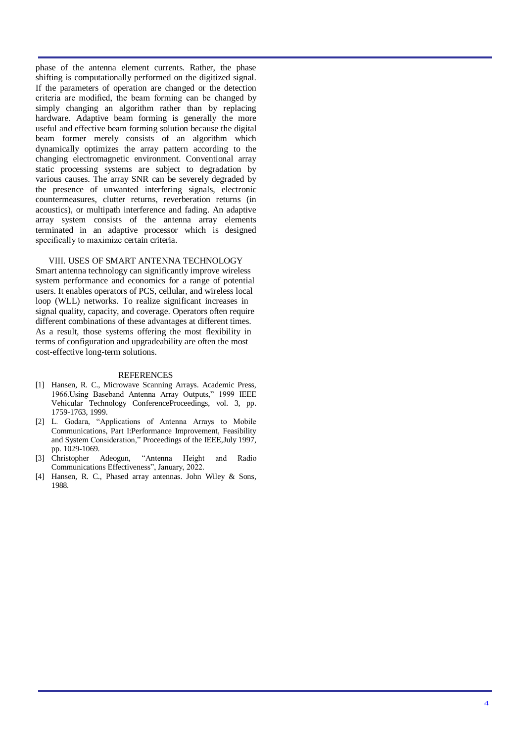phase of the antenna element currents. Rather, the phase shifting is computationally performed on the digitized signal. If the parameters of operation are changed or the detection criteria are modified, the beam forming can be changed by simply changing an algorithm rather than by replacing hardware. Adaptive beam forming is generally the more useful and effective beam forming solution because the digital beam former merely consists of an algorithm which dynamically optimizes the array pattern according to the changing electromagnetic environment. Conventional array static processing systems are subject to degradation by various causes. The array SNR can be severely degraded by the presence of unwanted interfering signals, electronic countermeasures, clutter returns, reverberation returns (in acoustics), or multipath interference and fading. An adaptive array system consists of the antenna array elements terminated in an adaptive processor which is designed specifically to maximize certain criteria.

## VIII. USES OF SMART ANTENNA TECHNOLOGY

Smart antenna technology can significantly improve wireless system performance and economics for a range of potential users. It enables operators of PCS, cellular, and wireless local loop (WLL) networks. To realize significant increases in signal quality, capacity, and coverage. Operators often require different combinations of these advantages at different times. As a result, those systems offering the most flexibility in terms of configuration and upgradeability are often the most cost-effective long-term solutions.

## REFERENCES

[1] Hansen, R. C., Microwave Scanning Arrays. Academic Press, 1966.Using Baseband Antenna Array Outputs," 1999 IEEE Vehicular Technology ConferenceProceedings, vol. 3, pp. 1759-1763, 1999.

[2] L. Godara, "Applications of Antenna Arrays to Mobile Communications, Part I:Performance Improvement, Feasibility and System Consideration," Proceedings of the IEEE,July 1997, pp. 1029-1069.

[3] Christopher Adeogun, "Antenna Height and Radio Communications Effectiveness", January, 2022.

[4] Hansen, R. C., Phased array antennas. John Wiley & Sons, 1988.